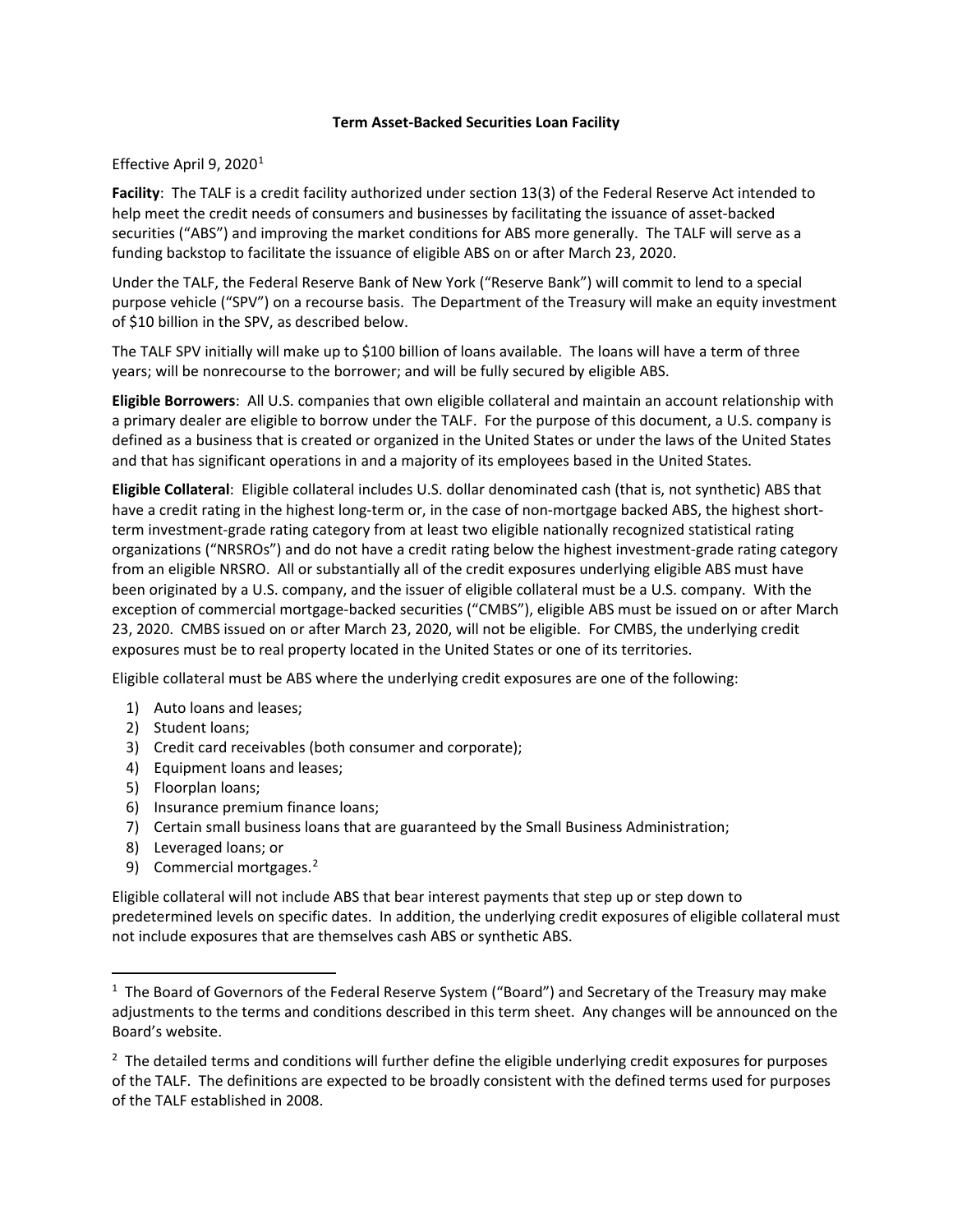# Term Asset-Backed Securities Loan Facility

Effective April 9, 2020[1]

**Facility**: The TALF is a credit facility authorized under section 13(3) of the Federal Reserve Act intended to help meet the credit needs of consumers and businesses by facilitating the issuance of asset-backed securities ("ABS") and improving the market conditions for ABS more generally. The TALF will serve as a funding backstop to facilitate the issuance of eligible ABS on or after March 23, 2020.

Under the TALF, the Federal Reserve Bank of New York ("Reserve Bank") will commit to lend to a special purpose vehicle ("SPV") on a recourse basis. The Department of the Treasury will make an equity investment of $10 billion in the SPV, as described below.

The TALF SPV initially will make up to $100 billion of loans available. The loans will have a term of three years; will be nonrecourse to the borrower; and will be fully secured by eligible ABS.

**Eligible Borrowers**: All U.S. companies that own eligible collateral and maintain an account relationship with a primary dealer are eligible to borrow under the TALF. For the purpose of this document, a U.S. company is defined as a business that is created or organized in the United States or under the laws of the United States and that has significant operations in and a majority of its employees based in the United States.

**Eligible Collateral**: Eligible collateral includes U.S. dollar denominated cash (that is, not synthetic) ABS that have a credit rating in the highest long-term or, in the case of non-mortgage backed ABS, the highest short-term investment-grade rating category from at least two eligible nationally recognized statistical rating organizations ("NRSROs") and do not have a credit rating below the highest investment-grade rating category from an eligible NRSRO. All or substantially all of the credit exposures underlying eligible ABS must have been originated by a U.S. company, and the issuer of eligible collateral must be a U.S. company. With the exception of commercial mortgage-backed securities ("CMBS"), eligible ABS must be issued on or after March 23, 2020. CMBS issued on or after March 23, 2020, will not be eligible. For CMBS, the underlying credit exposures must be to real property located in the United States or one of its territories.

Eligible collateral must be ABS where the underlying credit exposures are one of the following:

1) Auto loans and leases;
2) Student loans;
3) Credit card receivables (both consumer and corporate);
4) Equipment loans and leases;
5) Floorplan loans;
6) Insurance premium finance loans;
7) Certain small business loans that are guaranteed by the Small Business Administration;
8) Leveraged loans; or
9) Commercial mortgages.[2]

Eligible collateral will not include ABS that bear interest payments that step up or step down to predetermined levels on specific dates. In addition, the underlying credit exposures of eligible collateral must not include exposures that are themselves cash ABS or synthetic ABS.

---

[1] The Board of Governors of the Federal Reserve System ("Board") and Secretary of the Treasury may make adjustments to the terms and conditions described in this term sheet. Any changes will be announced on the Board's website.

[2] The detailed terms and conditions will further define the eligible underlying credit exposures for purposes of the TALF. The definitions are expected to be broadly consistent with the defined terms used for purposes of the TALF established in 2008.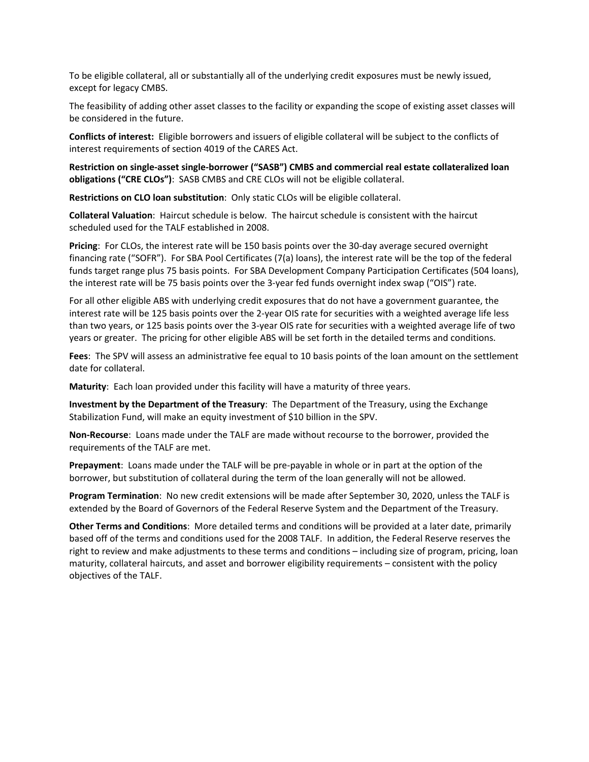To be eligible collateral, all or substantially all of the underlying credit exposures must be newly issued, except for legacy CMBS.

The feasibility of adding other asset classes to the facility or expanding the scope of existing asset classes will be considered in the future.

**Conflicts of interest:** Eligible borrowers and issuers of eligible collateral will be subject to the conflicts of interest requirements of section 4019 of the CARES Act.

**Restriction on single-asset single-borrower ("SASB") CMBS and commercial real estate collateralized loan obligations ("CRE CLOs")**: SASB CMBS and CRE CLOs will not be eligible collateral.

**Restrictions on CLO loan substitution**: Only static CLOs will be eligible collateral.

**Collateral Valuation**: Haircut schedule is below. The haircut schedule is consistent with the haircut scheduled used for the TALF established in 2008.

**Pricing**: For CLOs, the interest rate will be 150 basis points over the 30-day average secured overnight financing rate ("SOFR"). For SBA Pool Certificates (7(a) loans), the interest rate will be the top of the federal funds target range plus 75 basis points. For SBA Development Company Participation Certificates (504 loans), the interest rate will be 75 basis points over the 3-year fed funds overnight index swap ("OIS") rate.

For all other eligible ABS with underlying credit exposures that do not have a government guarantee, the interest rate will be 125 basis points over the 2-year OIS rate for securities with a weighted average life less than two years, or 125 basis points over the 3-year OIS rate for securities with a weighted average life of two years or greater. The pricing for other eligible ABS will be set forth in the detailed terms and conditions.

**Fees**: The SPV will assess an administrative fee equal to 10 basis points of the loan amount on the settlement date for collateral.

**Maturity**: Each loan provided under this facility will have a maturity of three years.

**Investment by the Department of the Treasury**: The Department of the Treasury, using the Exchange Stabilization Fund, will make an equity investment of $10 billion in the SPV.

**Non-Recourse**: Loans made under the TALF are made without recourse to the borrower, provided the requirements of the TALF are met.

**Prepayment**: Loans made under the TALF will be pre-payable in whole or in part at the option of the borrower, but substitution of collateral during the term of the loan generally will not be allowed.

**Program Termination**: No new credit extensions will be made after September 30, 2020, unless the TALF is extended by the Board of Governors of the Federal Reserve System and the Department of the Treasury.

**Other Terms and Conditions**: More detailed terms and conditions will be provided at a later date, primarily based off of the terms and conditions used for the 2008 TALF. In addition, the Federal Reserve reserves the right to review and make adjustments to these terms and conditions – including size of program, pricing, loan maturity, collateral haircuts, and asset and borrower eligibility requirements – consistent with the policy objectives of the TALF.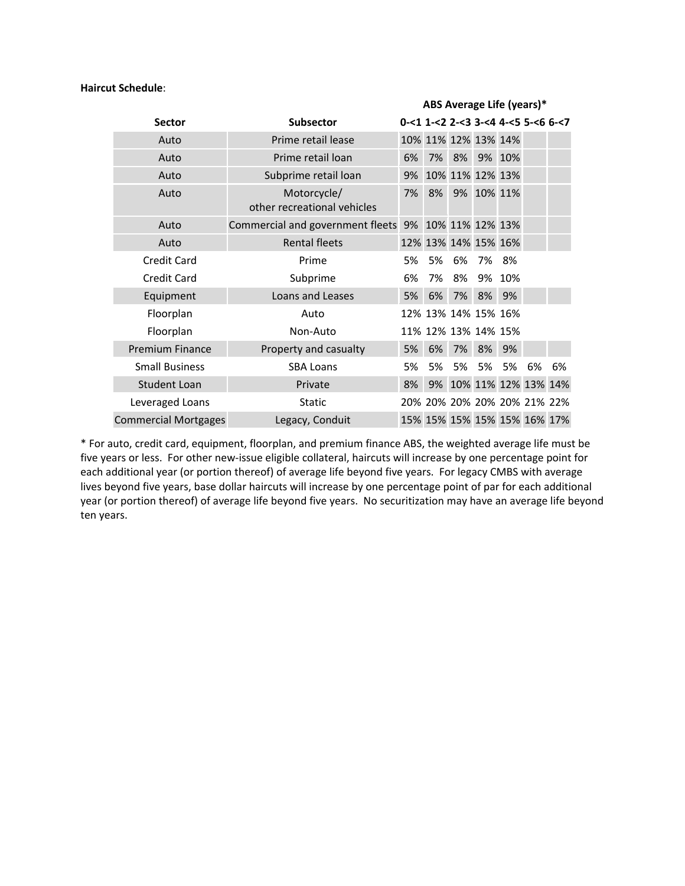**Haircut Schedule**:

| | | ABS Average Life (years)* | | | | | | |
|---|---|---|---|---|---|---|---|---|
| **Sector** | **Subsector** | **0-<1** | **1-<2** | **2-<3** | **3-<4** | **4-<5** | **5-<6** | **6-<7** |
| Auto | Prime retail lease | 10% | 11% | 12% | 13% | 14% | | |
| Auto | Prime retail loan | 6% | 7% | 8% | 9% | 10% | | |
| Auto | Subprime retail loan | 9% | 10% | 11% | 12% | 13% | | |
| Auto | Motorcycle/ other recreational vehicles | 7% | 8% | 9% | 10% | 11% | | |
| Auto | Commercial and government fleets | 9% | 10% | 11% | 12% | 13% | | |
| Auto | Rental fleets | 12% | 13% | 14% | 15% | 16% | | |
| Credit Card | Prime | 5% | 5% | 6% | 7% | 8% | | |
| Credit Card | Subprime | 6% | 7% | 8% | 9% | 10% | | |
| Equipment | Loans and Leases | 5% | 6% | 7% | 8% | 9% | | |
| Floorplan | Auto | 12% | 13% | 14% | 15% | 16% | | |
| Floorplan | Non-Auto | 11% | 12% | 13% | 14% | 15% | | |
| Premium Finance | Property and casualty | 5% | 6% | 7% | 8% | 9% | | |
| Small Business | SBA Loans | 5% | 5% | 5% | 5% | 5% | 6% | 6% |
| Student Loan | Private | 8% | 9% | 10% | 11% | 12% | 13% | 14% |
| Leveraged Loans | Static | 20% | 20% | 20% | 20% | 20% | 21% | 22% |
| Commercial Mortgages | Legacy, Conduit | 15% | 15% | 15% | 15% | 15% | 16% | 17% |

* For auto, credit card, equipment, floorplan, and premium finance ABS, the weighted average life must be five years or less. For other new-issue eligible collateral, haircuts will increase by one percentage point for each additional year (or portion thereof) of average life beyond five years. For legacy CMBS with average lives beyond five years, base dollar haircuts will increase by one percentage point of par for each additional year (or portion thereof) of average life beyond five years. No securitization may have an average life beyond ten years.